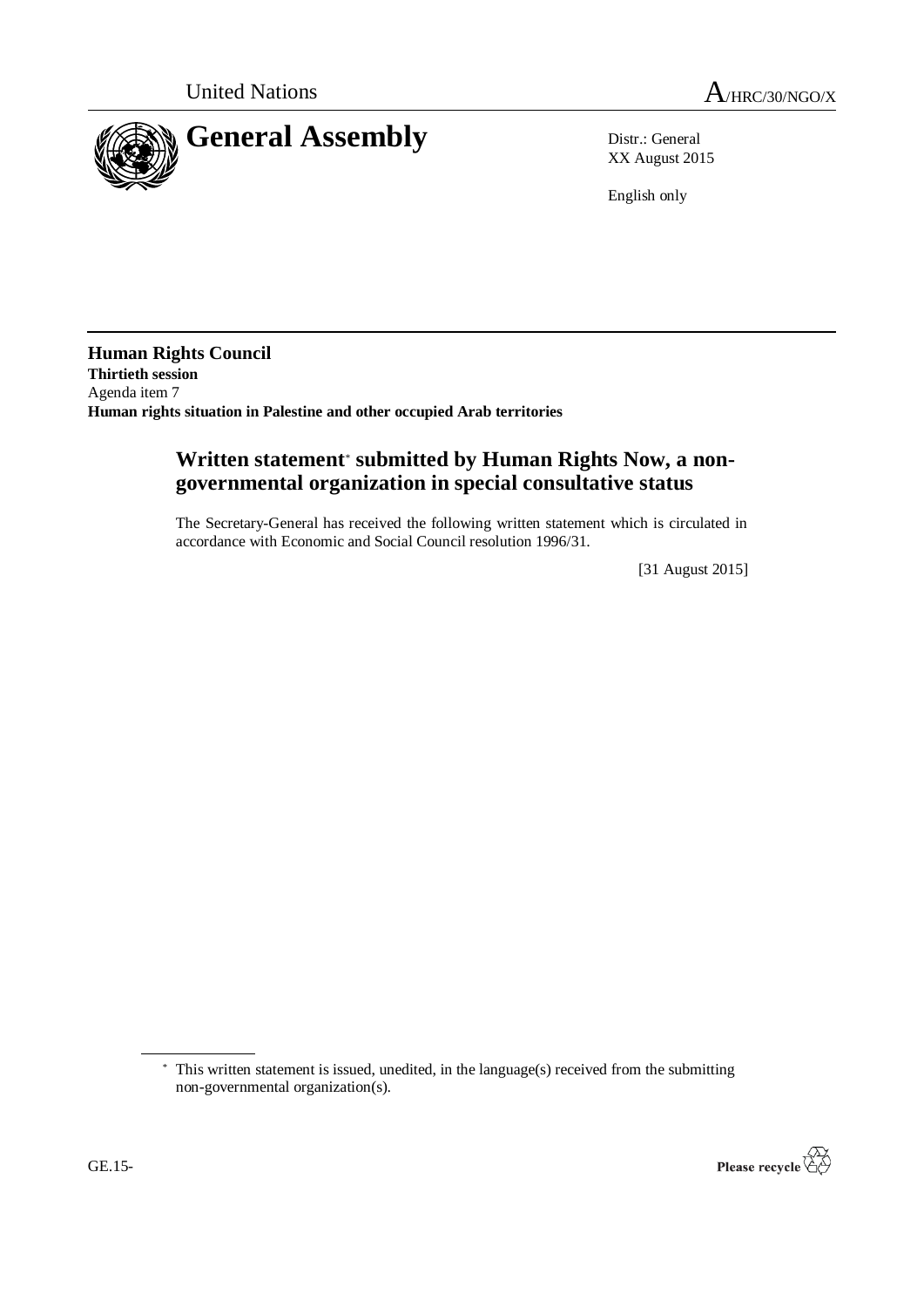United Nations A/HRC/30/NGO/X

# General Assembly

Distr.: General
XX August 2015

English only

**Human Rights Council**
**Thirtieth session**
Agenda item 7
**Human rights situation in Palestine and other occupied Arab territories**

## Written statement* submitted by Human Rights Now, a non-governmental organization in special consultative status

The Secretary-General has received the following written statement which is circulated in accordance with Economic and Social Council resolution 1996/31.

[31 August 2015]

* This written statement is issued, unedited, in the language(s) received from the submitting non-governmental organization(s).

GE.15-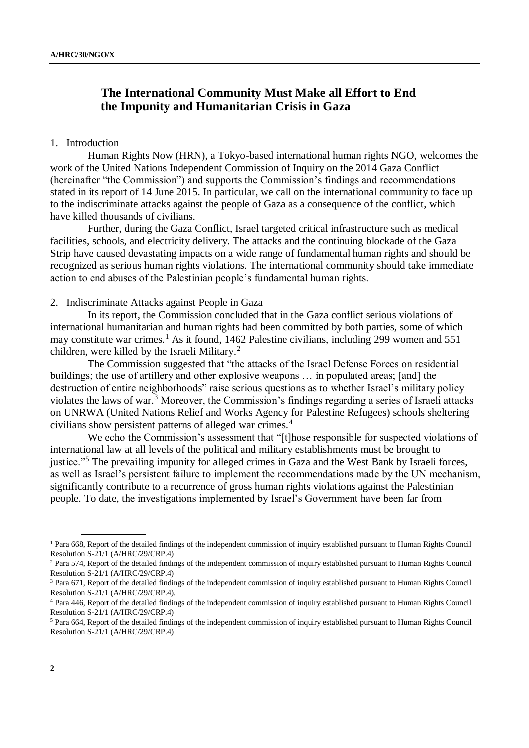# The International Community Must Make all Effort to End the Impunity and Humanitarian Crisis in Gaza

1. Introduction

Human Rights Now (HRN), a Tokyo-based international human rights NGO, welcomes the work of the United Nations Independent Commission of Inquiry on the 2014 Gaza Conflict (hereinafter "the Commission") and supports the Commission's findings and recommendations stated in its report of 14 June 2015. In particular, we call on the international community to face up to the indiscriminate attacks against the people of Gaza as a consequence of the conflict, which have killed thousands of civilians.

Further, during the Gaza Conflict, Israel targeted critical infrastructure such as medical facilities, schools, and electricity delivery. The attacks and the continuing blockade of the Gaza Strip have caused devastating impacts on a wide range of fundamental human rights and should be recognized as serious human rights violations. The international community should take immediate action to end abuses of the Palestinian people's fundamental human rights.

2. Indiscriminate Attacks against People in Gaza

In its report, the Commission concluded that in the Gaza conflict serious violations of international humanitarian and human rights had been committed by both parties, some of which may constitute war crimes.[1] As it found, 1462 Palestine civilians, including 299 women and 551 children, were killed by the Israeli Military.[2]

The Commission suggested that "the attacks of the Israel Defense Forces on residential buildings; the use of artillery and other explosive weapons … in populated areas; [and] the destruction of entire neighborhoods" raise serious questions as to whether Israel's military policy violates the laws of war.[3] Moreover, the Commission's findings regarding a series of Israeli attacks on UNRWA (United Nations Relief and Works Agency for Palestine Refugees) schools sheltering civilians show persistent patterns of alleged war crimes.[4]

We echo the Commission's assessment that "[t]hose responsible for suspected violations of international law at all levels of the political and military establishments must be brought to justice."[5] The prevailing impunity for alleged crimes in Gaza and the West Bank by Israeli forces, as well as Israel's persistent failure to implement the recommendations made by the UN mechanism, significantly contribute to a recurrence of gross human rights violations against the Palestinian people. To date, the investigations implemented by Israel's Government have been far from

---

[1] Para 668, Report of the detailed findings of the independent commission of inquiry established pursuant to Human Rights Council Resolution S-21/1 (A/HRC/29/CRP.4)

[2] Para 574, Report of the detailed findings of the independent commission of inquiry established pursuant to Human Rights Council Resolution S-21/1 (A/HRC/29/CRP.4)

[3] Para 671, Report of the detailed findings of the independent commission of inquiry established pursuant to Human Rights Council Resolution S-21/1 (A/HRC/29/CRP.4).

[4] Para 446, Report of the detailed findings of the independent commission of inquiry established pursuant to Human Rights Council Resolution S-21/1 (A/HRC/29/CRP.4)

[5] Para 664, Report of the detailed findings of the independent commission of inquiry established pursuant to Human Rights Council Resolution S-21/1 (A/HRC/29/CRP.4)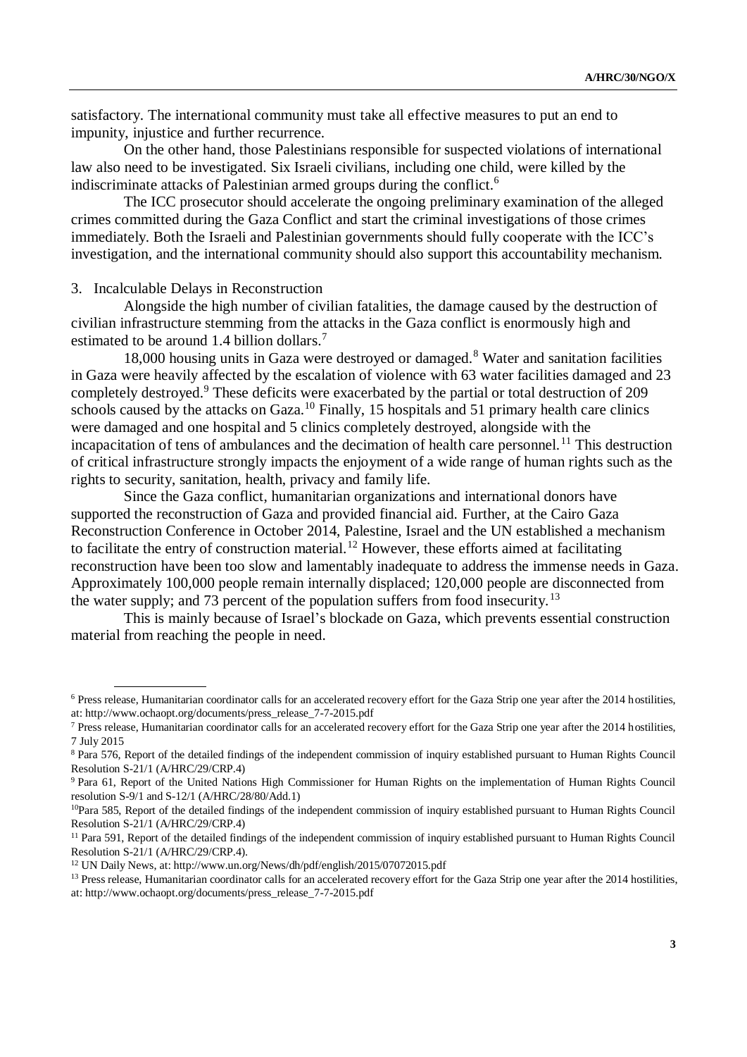satisfactory. The international community must take all effective measures to put an end to impunity, injustice and further recurrence.

On the other hand, those Palestinians responsible for suspected violations of international law also need to be investigated. Six Israeli civilians, including one child, were killed by the indiscriminate attacks of Palestinian armed groups during the conflict.[6]

The ICC prosecutor should accelerate the ongoing preliminary examination of the alleged crimes committed during the Gaza Conflict and start the criminal investigations of those crimes immediately. Both the Israeli and Palestinian governments should fully cooperate with the ICC's investigation, and the international community should also support this accountability mechanism.

3. Incalculable Delays in Reconstruction

Alongside the high number of civilian fatalities, the damage caused by the destruction of civilian infrastructure stemming from the attacks in the Gaza conflict is enormously high and estimated to be around 1.4 billion dollars.[7]

18,000 housing units in Gaza were destroyed or damaged.[8] Water and sanitation facilities in Gaza were heavily affected by the escalation of violence with 63 water facilities damaged and 23 completely destroyed.[9] These deficits were exacerbated by the partial or total destruction of 209 schools caused by the attacks on Gaza.[10] Finally, 15 hospitals and 51 primary health care clinics were damaged and one hospital and 5 clinics completely destroyed, alongside with the incapacitation of tens of ambulances and the decimation of health care personnel.[11] This destruction of critical infrastructure strongly impacts the enjoyment of a wide range of human rights such as the rights to security, sanitation, health, privacy and family life.

Since the Gaza conflict, humanitarian organizations and international donors have supported the reconstruction of Gaza and provided financial aid. Further, at the Cairo Gaza Reconstruction Conference in October 2014, Palestine, Israel and the UN established a mechanism to facilitate the entry of construction material.[12] However, these efforts aimed at facilitating reconstruction have been too slow and lamentably inadequate to address the immense needs in Gaza. Approximately 100,000 people remain internally displaced; 120,000 people are disconnected from the water supply; and 73 percent of the population suffers from food insecurity.[13]

This is mainly because of Israel's blockade on Gaza, which prevents essential construction material from reaching the people in need.

---

[6] Press release, Humanitarian coordinator calls for an accelerated recovery effort for the Gaza Strip one year after the 2014 hostilities, at: http://www.ochaopt.org/documents/press_release_7-7-2015.pdf

[7] Press release, Humanitarian coordinator calls for an accelerated recovery effort for the Gaza Strip one year after the 2014 hostilities, 7 July 2015

[8] Para 576, Report of the detailed findings of the independent commission of inquiry established pursuant to Human Rights Council Resolution S-21/1 (A/HRC/29/CRP.4)

[9] Para 61, Report of the United Nations High Commissioner for Human Rights on the implementation of Human Rights Council resolution S-9/1 and S-12/1 (A/HRC/28/80/Add.1)

[10] Para 585, Report of the detailed findings of the independent commission of inquiry established pursuant to Human Rights Council Resolution S-21/1 (A/HRC/29/CRP.4)

[11] Para 591, Report of the detailed findings of the independent commission of inquiry established pursuant to Human Rights Council Resolution S-21/1 (A/HRC/29/CRP.4).

[12] UN Daily News, at: http://www.un.org/News/dh/pdf/english/2015/07072015.pdf

[13] Press release, Humanitarian coordinator calls for an accelerated recovery effort for the Gaza Strip one year after the 2014 hostilities, at: http://www.ochaopt.org/documents/press_release_7-7-2015.pdf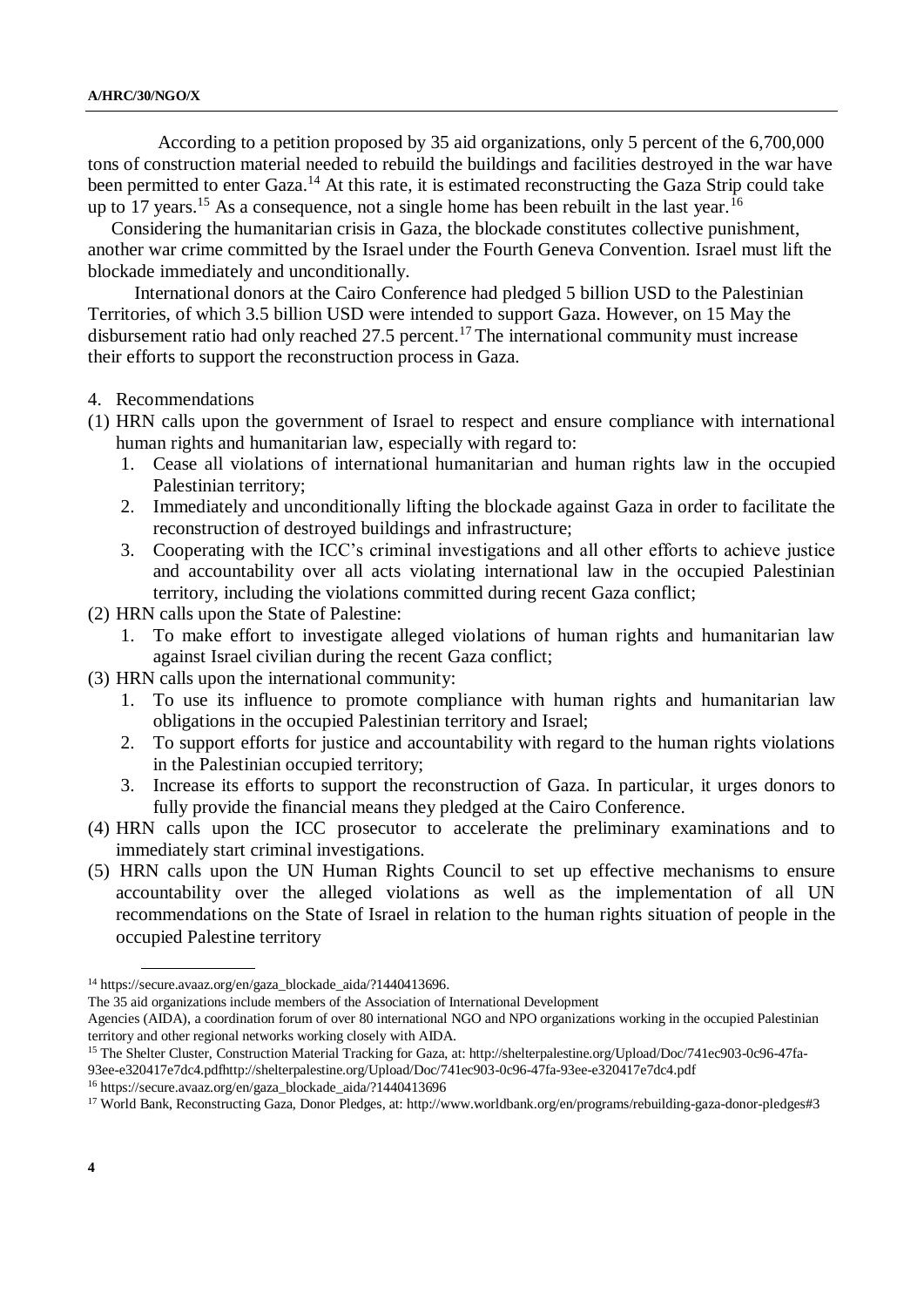According to a petition proposed by 35 aid organizations, only 5 percent of the 6,700,000 tons of construction material needed to rebuild the buildings and facilities destroyed in the war have been permitted to enter Gaza.[14] At this rate, it is estimated reconstructing the Gaza Strip could take up to 17 years.[15] As a consequence, not a single home has been rebuilt in the last year.[16]

Considering the humanitarian crisis in Gaza, the blockade constitutes collective punishment, another war crime committed by the Israel under the Fourth Geneva Convention. Israel must lift the blockade immediately and unconditionally.

International donors at the Cairo Conference had pledged 5 billion USD to the Palestinian Territories, of which 3.5 billion USD were intended to support Gaza. However, on 15 May the disbursement ratio had only reached 27.5 percent.[17] The international community must increase their efforts to support the reconstruction process in Gaza.

4. Recommendations

(1) HRN calls upon the government of Israel to respect and ensure compliance with international human rights and humanitarian law, especially with regard to:
   1. Cease all violations of international humanitarian and human rights law in the occupied Palestinian territory;
   2. Immediately and unconditionally lifting the blockade against Gaza in order to facilitate the reconstruction of destroyed buildings and infrastructure;
   3. Cooperating with the ICC's criminal investigations and all other efforts to achieve justice and accountability over all acts violating international law in the occupied Palestinian territory, including the violations committed during recent Gaza conflict;

(2) HRN calls upon the State of Palestine:
   1. To make effort to investigate alleged violations of human rights and humanitarian law against Israel civilian during the recent Gaza conflict;

(3) HRN calls upon the international community:
   1. To use its influence to promote compliance with human rights and humanitarian law obligations in the occupied Palestinian territory and Israel;
   2. To support efforts for justice and accountability with regard to the human rights violations in the Palestinian occupied territory;
   3. Increase its efforts to support the reconstruction of Gaza. In particular, it urges donors to fully provide the financial means they pledged at the Cairo Conference.

(4) HRN calls upon the ICC prosecutor to accelerate the preliminary examinations and to immediately start criminal investigations.

(5) HRN calls upon the UN Human Rights Council to set up effective mechanisms to ensure accountability over the alleged violations as well as the implementation of all UN recommendations on the State of Israel in relation to the human rights situation of people in the occupied Palestine territory

---

[14] https://secure.avaaz.org/en/gaza_blockade_aida/?1440413696.

The 35 aid organizations include members of the Association of International Development Agencies (AIDA), a coordination forum of over 80 international NGO and NPO organizations working in the occupied Palestinian territory and other regional networks working closely with AIDA.

[15] The Shelter Cluster, Construction Material Tracking for Gaza, at: http://shelterpalestine.org/Upload/Doc/741ec903-0c96-47fa-93ee-e320417e7dc4.pdfhttp://shelterpalestine.org/Upload/Doc/741ec903-0c96-47fa-93ee-e320417e7dc4.pdf

[16] https://secure.avaaz.org/en/gaza_blockade_aida/?1440413696

[17] World Bank, Reconstructing Gaza, Donor Pledges, at: http://www.worldbank.org/en/programs/rebuilding-gaza-donor-pledges#3